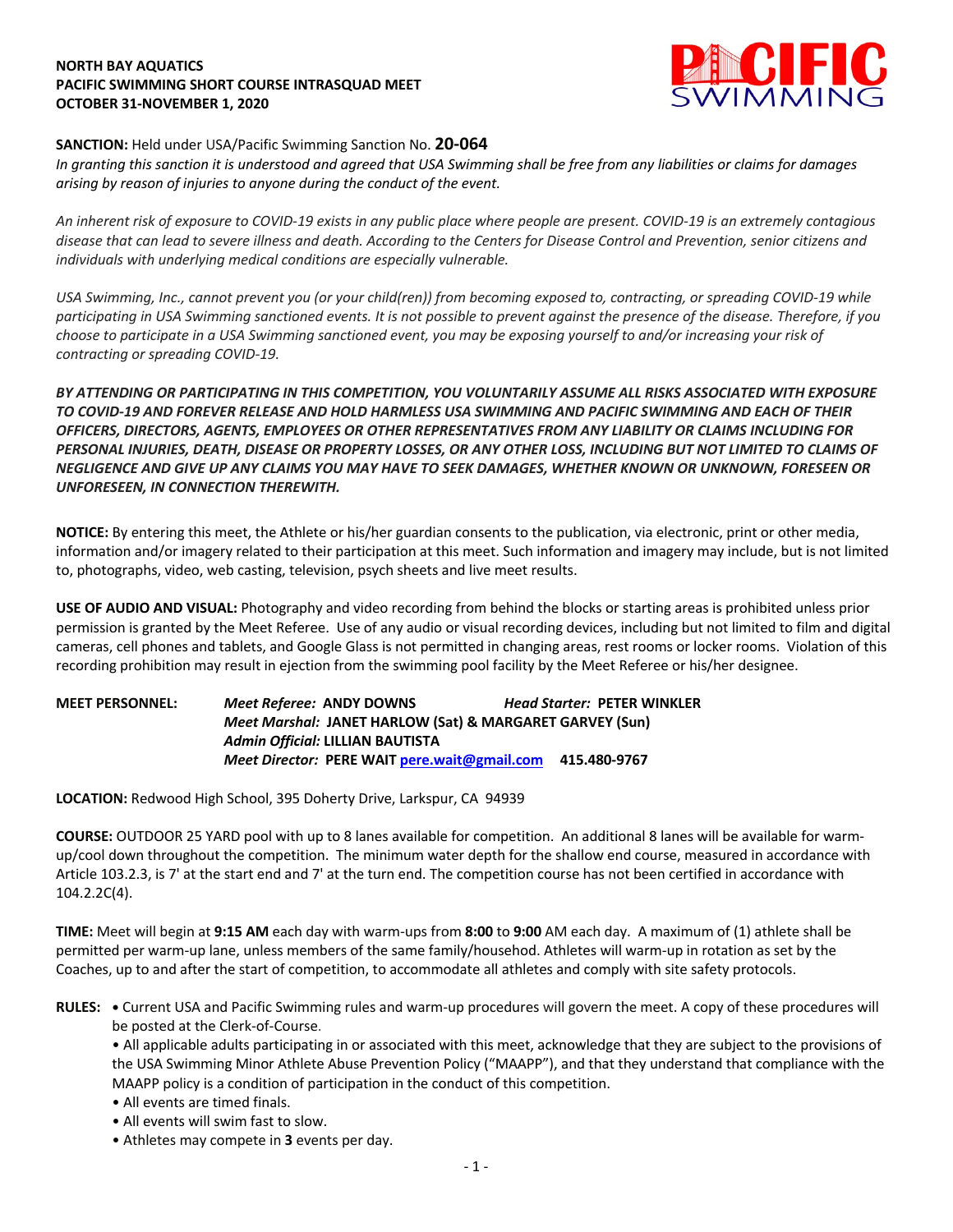**NORTH BAY AQUATICS**
**PACIFIC SWIMMING SHORT COURSE INTRASQUAD MEET**
**OCTOBER 31-NOVEMBER 1, 2020**

**SANCTION:** Held under USA/Pacific Swimming Sanction No. **20-064**
*In granting this sanction it is understood and agreed that USA Swimming shall be free from any liabilities or claims for damages arising by reason of injuries to anyone during the conduct of the event.*

*An inherent risk of exposure to COVID-19 exists in any public place where people are present. COVID-19 is an extremely contagious disease that can lead to severe illness and death. According to the Centers for Disease Control and Prevention, senior citizens and individuals with underlying medical conditions are especially vulnerable.*

*USA Swimming, Inc., cannot prevent you (or your child(ren)) from becoming exposed to, contracting, or spreading COVID-19 while participating in USA Swimming sanctioned events. It is not possible to prevent against the presence of the disease. Therefore, if you choose to participate in a USA Swimming sanctioned event, you may be exposing yourself to and/or increasing your risk of contracting or spreading COVID-19.*

***BY ATTENDING OR PARTICIPATING IN THIS COMPETITION, YOU VOLUNTARILY ASSUME ALL RISKS ASSOCIATED WITH EXPOSURE TO COVID-19 AND FOREVER RELEASE AND HOLD HARMLESS USA SWIMMING AND PACIFIC SWIMMING AND EACH OF THEIR OFFICERS, DIRECTORS, AGENTS, EMPLOYEES OR OTHER REPRESENTATIVES FROM ANY LIABILITY OR CLAIMS INCLUDING FOR PERSONAL INJURIES, DEATH, DISEASE OR PROPERTY LOSSES, OR ANY OTHER LOSS, INCLUDING BUT NOT LIMITED TO CLAIMS OF NEGLIGENCE AND GIVE UP ANY CLAIMS YOU MAY HAVE TO SEEK DAMAGES, WHETHER KNOWN OR UNKNOWN, FORESEEN OR UNFORESEEN, IN CONNECTION THEREWITH.***

**NOTICE:** By entering this meet, the Athlete or his/her guardian consents to the publication, via electronic, print or other media, information and/or imagery related to their participation at this meet. Such information and imagery may include, but is not limited to, photographs, video, web casting, television, psych sheets and live meet results.

**USE OF AUDIO AND VISUAL:** Photography and video recording from behind the blocks or starting areas is prohibited unless prior permission is granted by the Meet Referee. Use of any audio or visual recording devices, including but not limited to film and digital cameras, cell phones and tablets, and Google Glass is not permitted in changing areas, rest rooms or locker rooms. Violation of this recording prohibition may result in ejection from the swimming pool facility by the Meet Referee or his/her designee.

**MEET PERSONNEL:**
*Meet Referee:* **ANDY DOWNS** *Head Starter:* **PETER WINKLER**
*Meet Marshal:* **JANET HARLOW (Sat) & MARGARET GARVEY (Sun)**
*Admin Official:* **LILLIAN BAUTISTA**
*Meet Director:* **PERE WAIT** pere.wait@gmail.com **415.480-9767**

**LOCATION:** Redwood High School, 395 Doherty Drive, Larkspur, CA 94939

**COURSE:** OUTDOOR 25 YARD pool with up to 8 lanes available for competition. An additional 8 lanes will be available for warm-up/cool down throughout the competition. The minimum water depth for the shallow end course, measured in accordance with Article 103.2.3, is 7' at the start end and 7' at the turn end. The competition course has not been certified in accordance with 104.2.2C(4).

**TIME:** Meet will begin at **9:15 AM** each day with warm-ups from **8:00** to **9:00** AM each day. A maximum of (1) athlete shall be permitted per warm-up lane, unless members of the same family/househod. Athletes will warm-up in rotation as set by the Coaches, up to and after the start of competition, to accommodate all athletes and comply with site safety protocols.

**RULES:**
- Current USA and Pacific Swimming rules and warm-up procedures will govern the meet. A copy of these procedures will be posted at the Clerk-of-Course.
- All applicable adults participating in or associated with this meet, acknowledge that they are subject to the provisions of the USA Swimming Minor Athlete Abuse Prevention Policy ("MAAPP"), and that they understand that compliance with the MAAPP policy is a condition of participation in the conduct of this competition.
- All events are timed finals.
- All events will swim fast to slow.
- Athletes may compete in **3** events per day.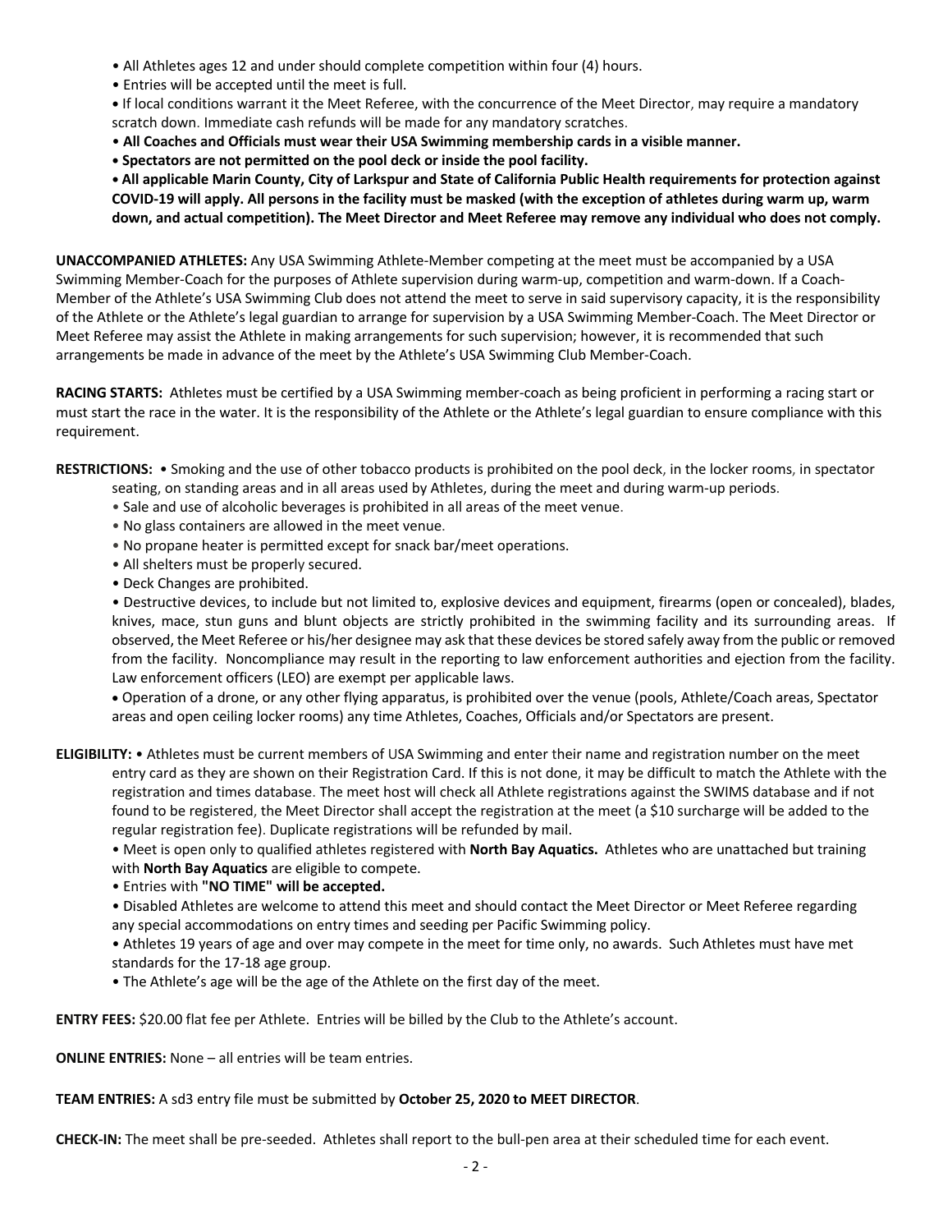- All Athletes ages 12 and under should complete competition within four (4) hours.
- Entries will be accepted until the meet is full.
- If local conditions warrant it the Meet Referee, with the concurrence of the Meet Director, may require a mandatory scratch down. Immediate cash refunds will be made for any mandatory scratches.
- **All Coaches and Officials must wear their USA Swimming membership cards in a visible manner.**
- **Spectators are not permitted on the pool deck or inside the pool facility.**
- **All applicable Marin County, City of Larkspur and State of California Public Health requirements for protection against COVID-19 will apply. All persons in the facility must be masked (with the exception of athletes during warm up, warm down, and actual competition). The Meet Director and Meet Referee may remove any individual who does not comply.**

**UNACCOMPANIED ATHLETES:** Any USA Swimming Athlete-Member competing at the meet must be accompanied by a USA Swimming Member-Coach for the purposes of Athlete supervision during warm-up, competition and warm-down. If a Coach-Member of the Athlete's USA Swimming Club does not attend the meet to serve in said supervisory capacity, it is the responsibility of the Athlete or the Athlete's legal guardian to arrange for supervision by a USA Swimming Member-Coach. The Meet Director or Meet Referee may assist the Athlete in making arrangements for such supervision; however, it is recommended that such arrangements be made in advance of the meet by the Athlete's USA Swimming Club Member-Coach.

**RACING STARTS:** Athletes must be certified by a USA Swimming member-coach as being proficient in performing a racing start or must start the race in the water. It is the responsibility of the Athlete or the Athlete's legal guardian to ensure compliance with this requirement.

**RESTRICTIONS:**
- Smoking and the use of other tobacco products is prohibited on the pool deck, in the locker rooms, in spectator seating, on standing areas and in all areas used by Athletes, during the meet and during warm-up periods.
- Sale and use of alcoholic beverages is prohibited in all areas of the meet venue.
- No glass containers are allowed in the meet venue.
- No propane heater is permitted except for snack bar/meet operations.
- All shelters must be properly secured.
- Deck Changes are prohibited.
- Destructive devices, to include but not limited to, explosive devices and equipment, firearms (open or concealed), blades, knives, mace, stun guns and blunt objects are strictly prohibited in the swimming facility and its surrounding areas. If observed, the Meet Referee or his/her designee may ask that these devices be stored safely away from the public or removed from the facility. Noncompliance may result in the reporting to law enforcement authorities and ejection from the facility. Law enforcement officers (LEO) are exempt per applicable laws.
- Operation of a drone, or any other flying apparatus, is prohibited over the venue (pools, Athlete/Coach areas, Spectator areas and open ceiling locker rooms) any time Athletes, Coaches, Officials and/or Spectators are present.

**ELIGIBILITY:**
- Athletes must be current members of USA Swimming and enter their name and registration number on the meet entry card as they are shown on their Registration Card. If this is not done, it may be difficult to match the Athlete with the registration and times database. The meet host will check all Athlete registrations against the SWIMS database and if not found to be registered, the Meet Director shall accept the registration at the meet (a $10 surcharge will be added to the regular registration fee). Duplicate registrations will be refunded by mail.
- Meet is open only to qualified athletes registered with **North Bay Aquatics.** Athletes who are unattached but training with **North Bay Aquatics** are eligible to compete.
- Entries with **"NO TIME" will be accepted.**
- Disabled Athletes are welcome to attend this meet and should contact the Meet Director or Meet Referee regarding any special accommodations on entry times and seeding per Pacific Swimming policy.
- Athletes 19 years of age and over may compete in the meet for time only, no awards. Such Athletes must have met standards for the 17-18 age group.
- The Athlete's age will be the age of the Athlete on the first day of the meet.

**ENTRY FEES:** $20.00 flat fee per Athlete. Entries will be billed by the Club to the Athlete's account.

**ONLINE ENTRIES:** None – all entries will be team entries.

**TEAM ENTRIES:** A sd3 entry file must be submitted by **October 25, 2020 to MEET DIRECTOR**.

**CHECK-IN:** The meet shall be pre-seeded. Athletes shall report to the bull-pen area at their scheduled time for each event.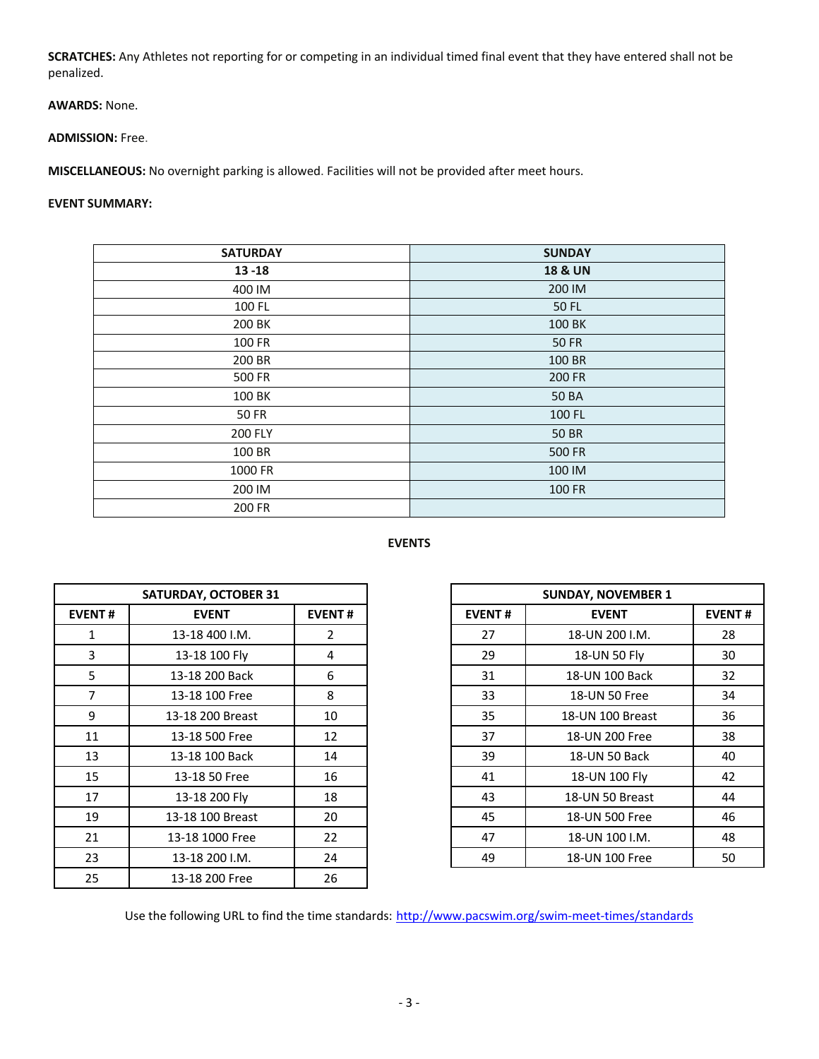**SCRATCHES:** Any Athletes not reporting for or competing in an individual timed final event that they have entered shall not be penalized.

**AWARDS:** None.

**ADMISSION:** Free.

**MISCELLANEOUS:** No overnight parking is allowed. Facilities will not be provided after meet hours.

**EVENT SUMMARY:**

| SATURDAY | SUNDAY |
|---|---|
| **13 -18** | **18 & UN** |
| 400 IM | 200 IM |
| 100 FL | 50 FL |
| 200 BK | 100 BK |
| 100 FR | 50 FR |
| 200 BR | 100 BR |
| 500 FR | 200 FR |
| 100 BK | 50 BA |
| 50 FR | 100 FL |
| 200 FLY | 50 BR |
| 100 BR | 500 FR |
| 1000 FR | 100 IM |
| 200 IM | 100 FR |
| 200 FR | |

**EVENTS**

| SATURDAY, OCTOBER 31 | | |
|---|---|---|
| **EVENT #** | **EVENT** | **EVENT #** |
| 1 | 13-18 400 I.M. | 2 |
| 3 | 13-18 100 Fly | 4 |
| 5 | 13-18 200 Back | 6 |
| 7 | 13-18 100 Free | 8 |
| 9 | 13-18 200 Breast | 10 |
| 11 | 13-18 500 Free | 12 |
| 13 | 13-18 100 Back | 14 |
| 15 | 13-18 50 Free | 16 |
| 17 | 13-18 200 Fly | 18 |
| 19 | 13-18 100 Breast | 20 |
| 21 | 13-18 1000 Free | 22 |
| 23 | 13-18 200 I.M. | 24 |
| 25 | 13-18 200 Free | 26 |

| SUNDAY, NOVEMBER 1 | | |
|---|---|---|
| **EVENT #** | **EVENT** | **EVENT #** |
| 27 | 18-UN 200 I.M. | 28 |
| 29 | 18-UN 50 Fly | 30 |
| 31 | 18-UN 100 Back | 32 |
| 33 | 18-UN 50 Free | 34 |
| 35 | 18-UN 100 Breast | 36 |
| 37 | 18-UN 200 Free | 38 |
| 39 | 18-UN 50 Back | 40 |
| 41 | 18-UN 100 Fly | 42 |
| 43 | 18-UN 50 Breast | 44 |
| 45 | 18-UN 500 Free | 46 |
| 47 | 18-UN 100 I.M. | 48 |
| 49 | 18-UN 100 Free | 50 |

Use the following URL to find the time standards: http://www.pacswim.org/swim-meet-times/standards